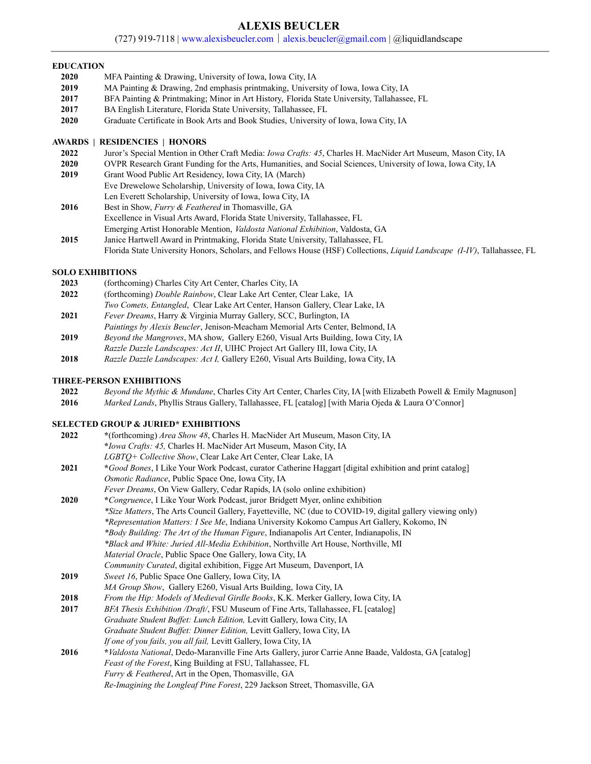# ALEXIS BEUCLER

(727) 919-7118 | www.alexisbeucler.com | alexis.beucler@gmail.com | @liquidlandscape

## EDUCATION

**2020** MFA Painting & Drawing, University of Iowa, Iowa City, IA
**2019** MA Painting & Drawing, 2nd emphasis printmaking, University of Iowa, Iowa City, IA
**2017** BFA Painting & Printmaking; Minor in Art History, Florida State University, Tallahassee, FL
**2017** BA English Literature, Florida State University, Tallahassee, FL
**2020** Graduate Certificate in Book Arts and Book Studies, University of Iowa, Iowa City, IA

## AWARDS | RESIDENCIES | HONORS

**2022** Juror's Special Mention in Other Craft Media: *Iowa Crafts: 45*, Charles H. MacNider Art Museum, Mason City, IA
**2020** OVPR Research Grant Funding for the Arts, Humanities, and Social Sciences, University of Iowa, Iowa City, IA
**2019** Grant Wood Public Art Residency, Iowa City, IA (March)
Eve Drewelowe Scholarship, University of Iowa, Iowa City, IA
Len Everett Scholarship, University of Iowa, Iowa City, IA
**2016** Best in Show, *Furry & Feathered* in Thomasville, GA
Excellence in Visual Arts Award, Florida State University, Tallahassee, FL
Emerging Artist Honorable Mention, *Valdosta National Exhibition*, Valdosta, GA
**2015** Janice Hartwell Award in Printmaking, Florida State University, Tallahassee, FL
Florida State University Honors, Scholars, and Fellows House (HSF) Collections, *Liquid Landscape (I-IV)*, Tallahassee, FL

## SOLO EXHIBITIONS

**2023** (forthcoming) Charles City Art Center, Charles City, IA
**2022** (forthcoming) *Double Rainbow*, Clear Lake Art Center, Clear Lake, IA
*Two Comets, Entangled*, Clear Lake Art Center, Hanson Gallery, Clear Lake, IA
**2021** *Fever Dreams*, Harry & Virginia Murray Gallery, SCC, Burlington, IA
*Paintings by Alexis Beucler*, Jenison-Meacham Memorial Arts Center, Belmond, IA
**2019** *Beyond the Mangroves*, MA show, Gallery E260, Visual Arts Building, Iowa City, IA
*Razzle Dazzle Landscapes: Act II*, UIHC Project Art Gallery III, Iowa City, IA
**2018** *Razzle Dazzle Landscapes: Act I,* Gallery E260, Visual Arts Building, Iowa City, IA

## THREE-PERSON EXHIBITIONS

**2022** *Beyond the Mythic & Mundane*, Charles City Art Center, Charles City, IA [with Elizabeth Powell & Emily Magnuson]
**2016** *Marked Lands*, Phyllis Straus Gallery, Tallahassee, FL [catalog] [with Maria Ojeda & Laura O'Connor]

## SELECTED GROUP & JURIED* EXHIBITIONS

**2022** *(forthcoming) *Area Show 48*, Charles H. MacNider Art Museum, Mason City, IA
**Iowa Crafts: 45,* Charles H. MacNider Art Museum, Mason City, IA
*LGBTQ+ Collective Show*, Clear Lake Art Center, Clear Lake, IA
**2021** **Good Bones*, I Like Your Work Podcast, curator Catherine Haggart [digital exhibition and print catalog]
*Osmotic Radiance*, Public Space One, Iowa City, IA
*Fever Dreams*, On View Gallery, Cedar Rapids, IA (solo online exhibition)
**2020** **Congruence*, I Like Your Work Podcast, juror Bridgett Myer, online exhibition
**Size Matters*, The Arts Council Gallery, Fayetteville, NC (due to COVID-19, digital gallery viewing only)
**Representation Matters: I See Me*, Indiana University Kokomo Campus Art Gallery, Kokomo, IN
**Body Building: The Art of the Human Figure*, Indianapolis Art Center, Indianapolis, IN
**Black and White: Juried All-Media Exhibition*, Northville Art House, Northville, MI
*Material Oracle*, Public Space One Gallery, Iowa City, IA
*Community Curated*, digital exhibition, Figge Art Museum, Davenport, IA
**2019** *Sweet 16*, Public Space One Gallery, Iowa City, IA
*MA Group Show*, Gallery E260, Visual Arts Building, Iowa City, IA
**2018** *From the Hip: Models of Medieval Girdle Books*, K.K. Merker Gallery, Iowa City, IA
**2017** *BFA Thesis Exhibition /Draft/*, FSU Museum of Fine Arts, Tallahassee, FL [catalog]
*Graduate Student Buffet: Lunch Edition,* Levitt Gallery, Iowa City, IA
*Graduate Student Buffet: Dinner Edition,* Levitt Gallery, Iowa City, IA
*If one of you fails, you all fail,* Levitt Gallery, Iowa City, IA
**2016** **Valdosta National*, Dedo-Maranville Fine Arts Gallery, juror Carrie Anne Baade, Valdosta, GA [catalog]
*Feast of the Forest*, King Building at FSU, Tallahassee, FL
*Furry & Feathered*, Art in the Open, Thomasville, GA
*Re-Imagining the Longleaf Pine Forest*, 229 Jackson Street, Thomasville, GA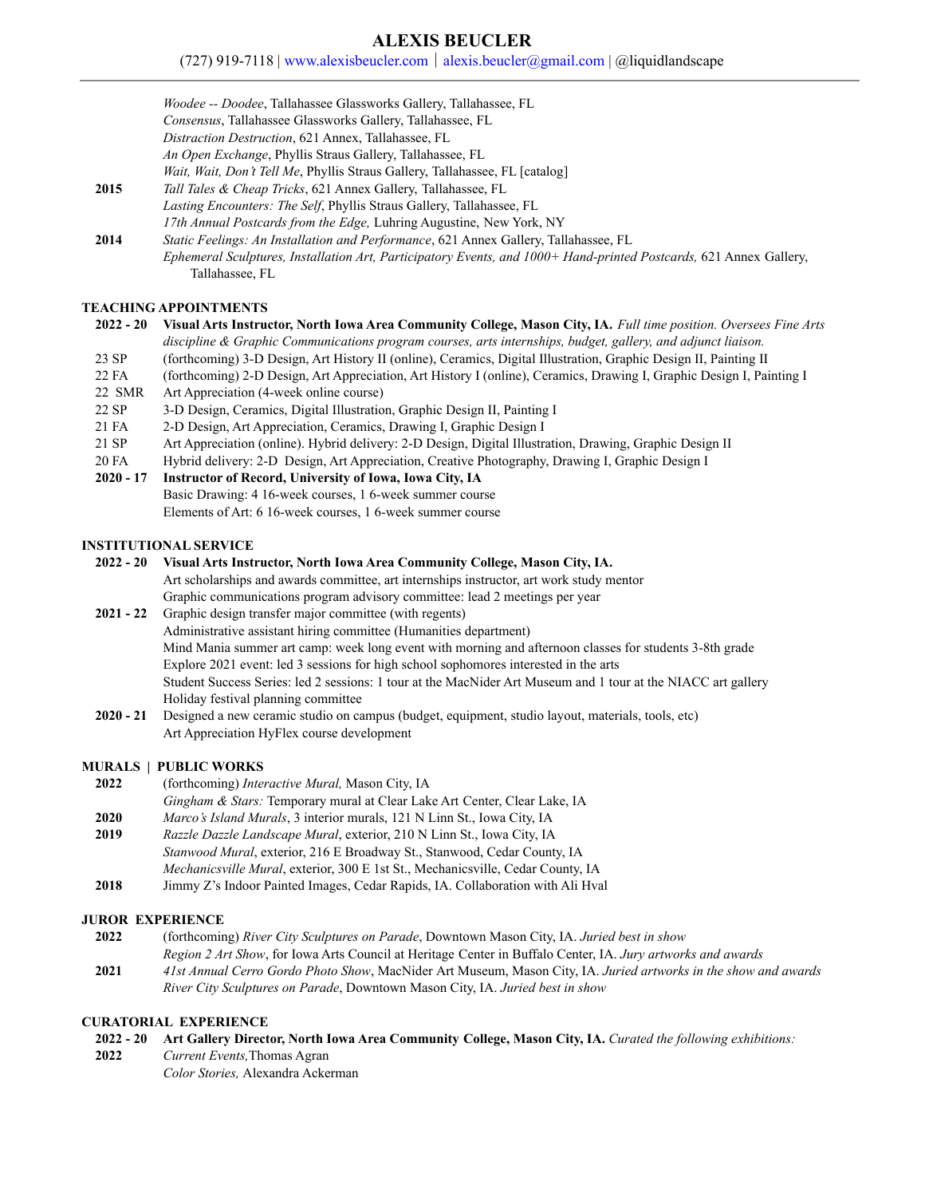# ALEXIS BEUCLER

(727) 919-7118 | www.alexisbeucler.com | alexis.beucler@gmail.com | @liquidlandscape

*Woodee -- Doodee*, Tallahassee Glassworks Gallery, Tallahassee, FL
*Consensus*, Tallahassee Glassworks Gallery, Tallahassee, FL
*Distraction Destruction*, 621 Annex, Tallahassee, FL
*An Open Exchange*, Phyllis Straus Gallery, Tallahassee, FL
*Wait, Wait, Don't Tell Me*, Phyllis Straus Gallery, Tallahassee, FL [catalog]

**2015** *Tall Tales & Cheap Tricks*, 621 Annex Gallery, Tallahassee, FL
*Lasting Encounters: The Self*, Phyllis Straus Gallery, Tallahassee, FL
*17th Annual Postcards from the Edge,* Luhring Augustine, New York, NY

**2014** *Static Feelings: An Installation and Performance*, 621 Annex Gallery, Tallahassee, FL
*Ephemeral Sculptures, Installation Art, Participatory Events, and 1000+ Hand-printed Postcards,* 621 Annex Gallery, Tallahassee, FL

## TEACHING APPOINTMENTS

**2022 - 20** **Visual Arts Instructor, North Iowa Area Community College, Mason City, IA.** *Full time position. Oversees Fine Arts discipline & Graphic Communications program courses, arts internships, budget, gallery, and adjunct liaison.*

23 SP (forthcoming) 3-D Design, Art History II (online), Ceramics, Digital Illustration, Graphic Design II, Painting II
22 FA (forthcoming) 2-D Design, Art Appreciation, Art History I (online), Ceramics, Drawing I, Graphic Design I, Painting I
22 SMR Art Appreciation (4-week online course)
22 SP 3-D Design, Ceramics, Digital Illustration, Graphic Design II, Painting I
21 FA 2-D Design, Art Appreciation, Ceramics, Drawing I, Graphic Design I
21 SP Art Appreciation (online). Hybrid delivery: 2-D Design, Digital Illustration, Drawing, Graphic Design II
20 FA Hybrid delivery: 2-D Design, Art Appreciation, Creative Photography, Drawing I, Graphic Design I

**2020 - 17** **Instructor of Record, University of Iowa, Iowa City, IA**
Basic Drawing: 4 16-week courses, 1 6-week summer course
Elements of Art: 6 16-week courses, 1 6-week summer course

## INSTITUTIONAL SERVICE

**2022 - 20** **Visual Arts Instructor, North Iowa Area Community College, Mason City, IA.**
Art scholarships and awards committee, art internships instructor, art work study mentor
Graphic communications program advisory committee: lead 2 meetings per year

**2021 - 22** Graphic design transfer major committee (with regents)
Administrative assistant hiring committee (Humanities department)
Mind Mania summer art camp: week long event with morning and afternoon classes for students 3-8th grade
Explore 2021 event: led 3 sessions for high school sophomores interested in the arts
Student Success Series: led 2 sessions: 1 tour at the MacNider Art Museum and 1 tour at the NIACC art gallery
Holiday festival planning committee

**2020 - 21** Designed a new ceramic studio on campus (budget, equipment, studio layout, materials, tools, etc)
Art Appreciation HyFlex course development

## MURALS | PUBLIC WORKS

**2022** (forthcoming) *Interactive Mural,* Mason City, IA
*Gingham & Stars:* Temporary mural at Clear Lake Art Center, Clear Lake, IA

**2020** *Marco's Island Murals*, 3 interior murals, 121 N Linn St., Iowa City, IA

**2019** *Razzle Dazzle Landscape Mural*, exterior, 210 N Linn St., Iowa City, IA
*Stanwood Mural*, exterior, 216 E Broadway St., Stanwood, Cedar County, IA
*Mechanicsville Mural*, exterior, 300 E 1st St., Mechanicsville, Cedar County, IA

**2018** Jimmy Z's Indoor Painted Images, Cedar Rapids, IA. Collaboration with Ali Hval

## JUROR EXPERIENCE

**2022** (forthcoming) *River City Sculptures on Parade*, Downtown Mason City, IA. *Juried best in show*
*Region 2 Art Show*, for Iowa Arts Council at Heritage Center in Buffalo Center, IA. *Jury artworks and awards*

**2021** *41st Annual Cerro Gordo Photo Show*, MacNider Art Museum, Mason City, IA. *Juried artworks in the show and awards*
*River City Sculptures on Parade*, Downtown Mason City, IA. *Juried best in show*

## CURATORIAL EXPERIENCE

**2022 - 20** **Art Gallery Director, North Iowa Area Community College, Mason City, IA.** *Curated the following exhibitions:*

**2022** *Current Events,* Thomas Agran
*Color Stories,* Alexandra Ackerman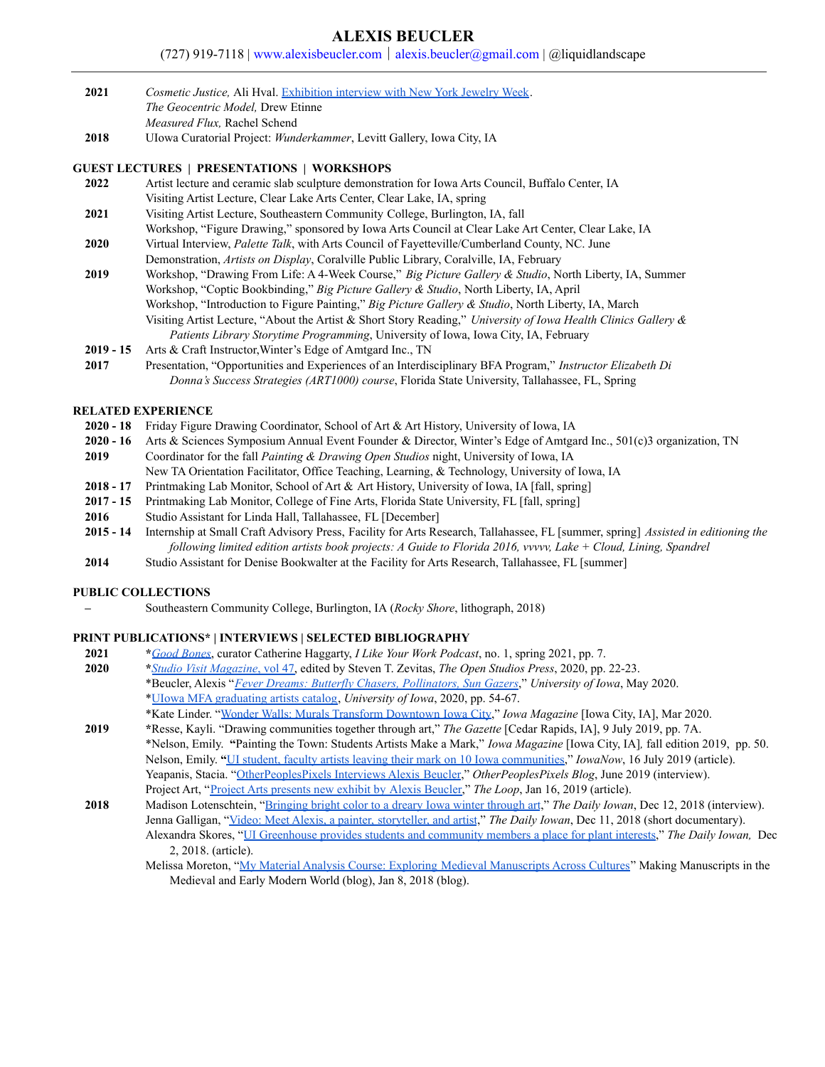# ALEXIS BEUCLER

(727) 919-7118 | www.alexisbeucler.com | alexis.beucler@gmail.com | @liquidlandscape

---

**2021** *Cosmetic Justice,* Ali Hval. Exhibition interview with New York Jewelry Week.
*The Geocentric Model,* Drew Etinne
*Measured Flux,* Rachel Schend

**2018** UIowa Curatorial Project: *Wunderkammer*, Levitt Gallery, Iowa City, IA

## GUEST LECTURES | PRESENTATIONS | WORKSHOPS

**2022** Artist lecture and ceramic slab sculpture demonstration for Iowa Arts Council, Buffalo Center, IA
Visiting Artist Lecture, Clear Lake Arts Center, Clear Lake, IA, spring

**2021** Visiting Artist Lecture, Southeastern Community College, Burlington, IA, fall
Workshop, "Figure Drawing," sponsored by Iowa Arts Council at Clear Lake Art Center, Clear Lake, IA

**2020** Virtual Interview, *Palette Talk*, with Arts Council of Fayetteville/Cumberland County, NC. June
Demonstration, *Artists on Display*, Coralville Public Library, Coralville, IA, February

**2019** Workshop, "Drawing From Life: A 4-Week Course," *Big Picture Gallery & Studio*, North Liberty, IA, Summer
Workshop, "Coptic Bookbinding," *Big Picture Gallery & Studio*, North Liberty, IA, April
Workshop, "Introduction to Figure Painting," *Big Picture Gallery & Studio*, North Liberty, IA, March
Visiting Artist Lecture, "About the Artist & Short Story Reading," *University of Iowa Health Clinics Gallery & Patients Library Storytime Programming*, University of Iowa, Iowa City, IA, February

**2019 - 15** Arts & Craft Instructor,Winter's Edge of Amtgard Inc., TN

**2017** Presentation, "Opportunities and Experiences of an Interdisciplinary BFA Program," *Instructor Elizabeth Di Donna's Success Strategies (ART1000) course*, Florida State University, Tallahassee, FL, Spring

## RELATED EXPERIENCE

**2020 - 18** Friday Figure Drawing Coordinator, School of Art & Art History, University of Iowa, IA

**2020 - 16** Arts & Sciences Symposium Annual Event Founder & Director, Winter's Edge of Amtgard Inc., 501(c)3 organization, TN

**2019** Coordinator for the fall *Painting & Drawing Open Studios* night, University of Iowa, IA
New TA Orientation Facilitator, Office Teaching, Learning, & Technology, University of Iowa, IA

**2018 - 17** Printmaking Lab Monitor, School of Art & Art History, University of Iowa, IA [fall, spring]

**2017 - 15** Printmaking Lab Monitor, College of Fine Arts, Florida State University, FL [fall, spring]

**2016** Studio Assistant for Linda Hall, Tallahassee, FL [December]

**2015 - 14** Internship at Small Craft Advisory Press, Facility for Arts Research, Tallahassee, FL [summer, spring] *Assisted in editioning the following limited edition artists book projects: A Guide to Florida 2016, vvvvv, Lake + Cloud, Lining, Spandrel*

**2014** Studio Assistant for Denise Bookwalter at the Facility for Arts Research, Tallahassee, FL [summer]

## PUBLIC COLLECTIONS

– Southeastern Community College, Burlington, IA (*Rocky Shore*, lithograph, 2018)

## PRINT PUBLICATIONS* | INTERVIEWS | SELECTED BIBLIOGRAPHY

**2021** **\***[*Good Bones*], curator Catherine Haggarty, *I Like Your Work Podcast*, no. 1, spring 2021, pp. 7.

**2020** **\***[*Studio Visit Magazine*, vol 47], edited by Steven T. Zevitas, *The Open Studios Press*, 2020, pp. 22-23.
*Beucler, Alexis "[*Fever Dreams: Butterfly Chasers, Pollinators, Sun Gazers*]," *University of Iowa*, May 2020.
*[UIowa MFA graduating artists catalog], *University of Iowa*, 2020, pp. 54-67.
*Kate Linder. "[Wonder Walls: Murals Transform Downtown Iowa City]," *Iowa Magazine* [Iowa City, IA], Mar 2020.

**2019** *Resse, Kayli. "Drawing communities together through art," *The Gazette* [Cedar Rapids, IA], 9 July 2019, pp. 7A.
*Nelson, Emily. **"**Painting the Town: Students Artists Make a Mark," *Iowa Magazine* [Iowa City, IA]*,* fall edition 2019, pp. 50.
Nelson, Emily. **"**[UI student, faculty artists leaving their mark on 10 Iowa communities]," *IowaNow*, 16 July 2019 (article).
Yeapanis, Stacia. "[OtherPeoplesPixels Interviews Alexis Beucler]," *OtherPeoplesPixels Blog*, June 2019 (interview).
Project Art, "[Project Arts presents new exhibit by Alexis Beucler]," *The Loop*, Jan 16, 2019 (article).

**2018** Madison Lotenschtein, "[Bringing bright color to a dreary Iowa winter through art]," *The Daily Iowan*, Dec 12, 2018 (interview).
Jenna Galligan, "[Video: Meet Alexis, a painter, storyteller, and artist]," *The Daily Iowan*, Dec 11, 2018 (short documentary).
Alexandra Skores, "[UI Greenhouse provides students and community members a place for plant interests]," *The Daily Iowan,* Dec 2, 2018. (article).
Melissa Moreton, "[My Material Analysis Course: Exploring Medieval Manuscripts Across Cultures]" Making Manuscripts in the Medieval and Early Modern World (blog), Jan 8, 2018 (blog).